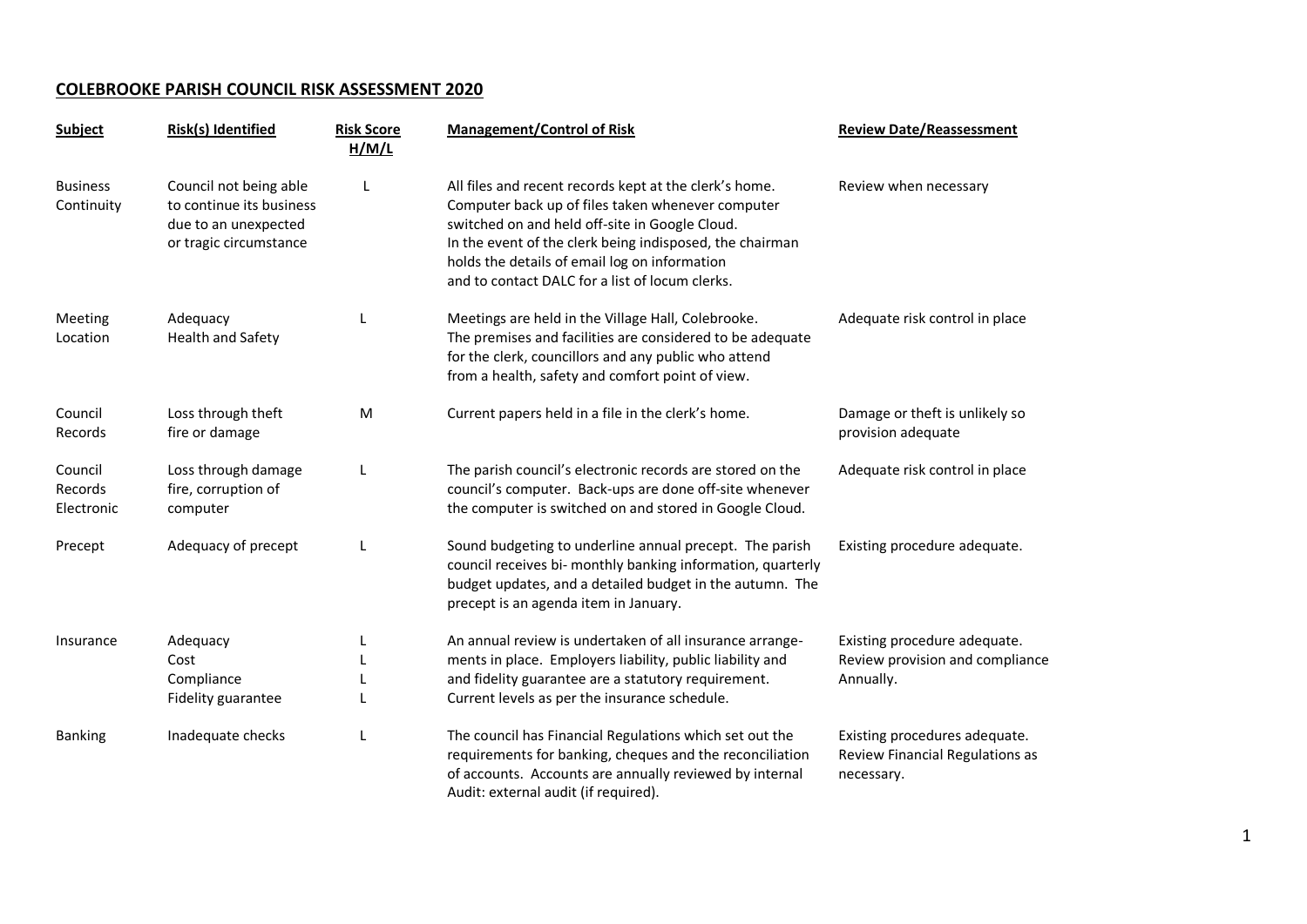# COLEBROOKE PARISH COUNCIL RISK ASSESSMENT 2020

| Subject | Risk(s) Identified | Risk Score H/M/L | Management/Control of Risk | Review Date/Reassessment |
|---|---|---|---|---|
| Business Continuity | Council not being able to continue its business due to an unexpected or tragic circumstance | L | All files and recent records kept at the clerk's home. Computer back up of files taken whenever computer switched on and held off-site in Google Cloud. In the event of the clerk being indisposed, the chairman holds the details of email log on information and to contact DALC for a list of locum clerks. | Review when necessary |
| Meeting Location | Adequacy<br>Health and Safety | L | Meetings are held in the Village Hall, Colebrooke. The premises and facilities are considered to be adequate for the clerk, councillors and any public who attend from a health, safety and comfort point of view. | Adequate risk control in place |
| Council Records | Loss through theft fire or damage | M | Current papers held in a file in the clerk's home. | Damage or theft is unlikely so provision adequate |
| Council Records Electronic | Loss through damage fire, corruption of computer | L | The parish council's electronic records are stored on the council's computer. Back-ups are done off-site whenever the computer is switched on and stored in Google Cloud. | Adequate risk control in place |
| Precept | Adequacy of precept | L | Sound budgeting to underline annual precept. The parish council receives bi- monthly banking information, quarterly budget updates, and a detailed budget in the autumn. The precept is an agenda item in January. | Existing procedure adequate. |
| Insurance | Adequacy<br>Cost<br>Compliance<br>Fidelity guarantee | L<br>L<br>L<br>L | An annual review is undertaken of all insurance arrangements in place. Employers liability, public liability and and fidelity guarantee are a statutory requirement. Current levels as per the insurance schedule. | Existing procedure adequate. Review provision and compliance Annually. |
| Banking | Inadequate checks | L | The council has Financial Regulations which set out the requirements for banking, cheques and the reconciliation of accounts. Accounts are annually reviewed by internal Audit: external audit (if required). | Existing procedures adequate. Review Financial Regulations as necessary. |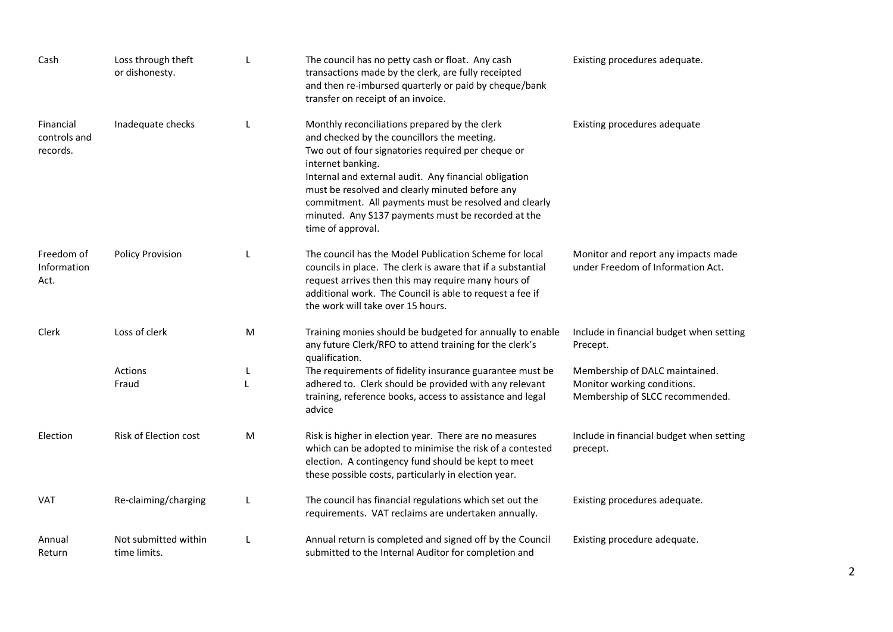| | | | | |
|---|---|---|---|---|
| Cash | Loss through theft or dishonesty. | L | The council has no petty cash or float. Any cash transactions made by the clerk, are fully receipted and then re-imbursed quarterly or paid by cheque/bank transfer on receipt of an invoice. | Existing procedures adequate. |
| Financial controls and records. | Inadequate checks | L | Monthly reconciliations prepared by the clerk and checked by the councillors the meeting.<br>Two out of four signatories required per cheque or internet banking.<br>Internal and external audit. Any financial obligation must be resolved and clearly minuted before any commitment. All payments must be resolved and clearly minuted. Any S137 payments must be recorded at the time of approval. | Existing procedures adequate |
| Freedom of Information Act. | Policy Provision | L | The council has the Model Publication Scheme for local councils in place. The clerk is aware that if a substantial request arrives then this may require many hours of additional work. The Council is able to request a fee if the work will take over 15 hours. | Monitor and report any impacts made under Freedom of Information Act. |
| Clerk | Loss of clerk | M | Training monies should be budgeted for annually to enable any future Clerk/RFO to attend training for the clerk's qualification. | Include in financial budget when setting Precept. |
| | Actions<br>Fraud | L<br>L | The requirements of fidelity insurance guarantee must be adhered to. Clerk should be provided with any relevant training, reference books, access to assistance and legal advice | Membership of DALC maintained.<br>Monitor working conditions.<br>Membership of SLCC recommended. |
| Election | Risk of Election cost | M | Risk is higher in election year. There are no measures which can be adopted to minimise the risk of a contested election. A contingency fund should be kept to meet these possible costs, particularly in election year. | Include in financial budget when setting precept. |
| VAT | Re-claiming/charging | L | The council has financial regulations which set out the requirements. VAT reclaims are undertaken annually. | Existing procedures adequate. |
| Annual Return | Not submitted within time limits. | L | Annual return is completed and signed off by the Council submitted to the Internal Auditor for completion and | Existing procedure adequate. |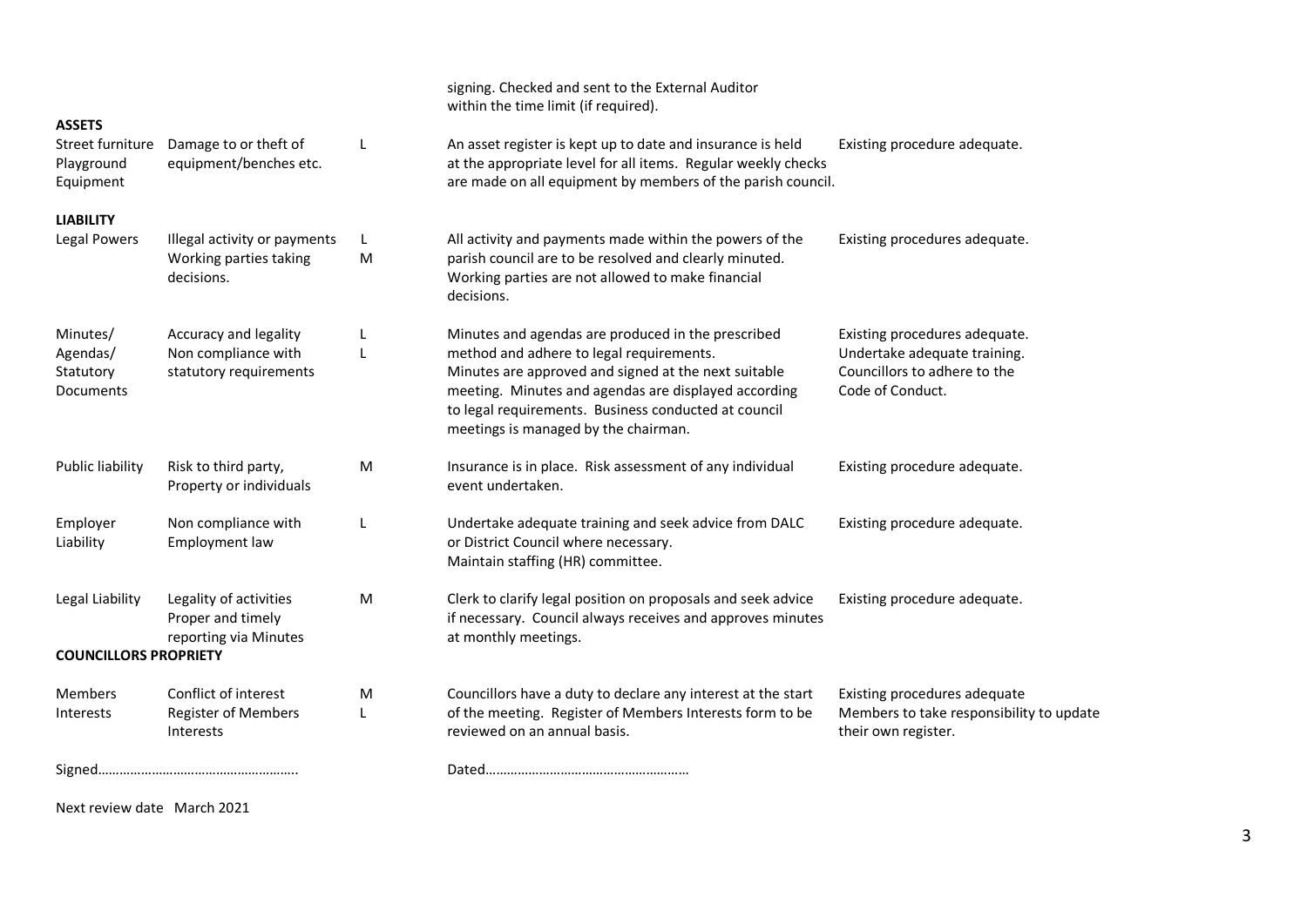| | | | | |
|---|---|---|---|---|
| | | | signing. Checked and sent to the External Auditor within the time limit (if required). | |
| **ASSETS** | | | | |
| Street furniture Playground Equipment | Damage to or theft of equipment/benches etc. | L | An asset register is kept up to date and insurance is held at the appropriate level for all items. Regular weekly checks are made on all equipment by members of the parish council. | Existing procedure adequate. |
| **LIABILITY** | | | | |
| Legal Powers | Illegal activity or payments<br>Working parties taking decisions. | L<br>M | All activity and payments made within the powers of the parish council are to be resolved and clearly minuted. Working parties are not allowed to make financial decisions. | Existing procedures adequate. |
| Minutes/ Agendas/ Statutory Documents | Accuracy and legality<br>Non compliance with statutory requirements | L<br>L | Minutes and agendas are produced in the prescribed method and adhere to legal requirements. Minutes are approved and signed at the next suitable meeting. Minutes and agendas are displayed according to legal requirements. Business conducted at council meetings is managed by the chairman. | Existing procedures adequate. Undertake adequate training. Councillors to adhere to the Code of Conduct. |
| Public liability | Risk to third party, Property or individuals | M | Insurance is in place. Risk assessment of any individual event undertaken. | Existing procedure adequate. |
| Employer Liability | Non compliance with Employment law | L | Undertake adequate training and seek advice from DALC or District Council where necessary. Maintain staffing (HR) committee. | Existing procedure adequate. |
| Legal Liability | Legality of activities Proper and timely reporting via Minutes | M | Clerk to clarify legal position on proposals and seek advice if necessary. Council always receives and approves minutes at monthly meetings. | Existing procedure adequate. |
| **COUNCILLORS PROPRIETY** | | | | |
| Members Interests | Conflict of interest<br>Register of Members Interests | M<br>L | Councillors have a duty to declare any interest at the start of the meeting. Register of Members Interests form to be reviewed on an annual basis. | Existing procedures adequate Members to take responsibility to update their own register. |

Signed……………………………………………….. Dated………………………………………………

Next review date March 2021